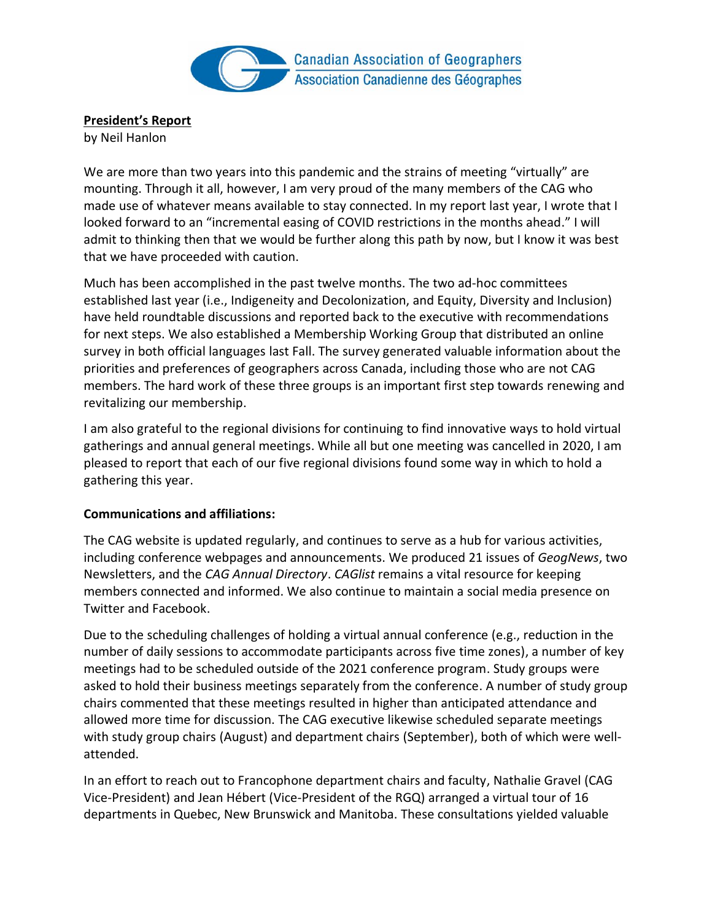Canadian Association of Geographers
Association Canadienne des Géographes

**President's Report**
by Neil Hanlon

We are more than two years into this pandemic and the strains of meeting "virtually" are mounting. Through it all, however, I am very proud of the many members of the CAG who made use of whatever means available to stay connected. In my report last year, I wrote that I looked forward to an "incremental easing of COVID restrictions in the months ahead." I will admit to thinking then that we would be further along this path by now, but I know it was best that we have proceeded with caution.

Much has been accomplished in the past twelve months. The two ad-hoc committees established last year (i.e., Indigeneity and Decolonization, and Equity, Diversity and Inclusion) have held roundtable discussions and reported back to the executive with recommendations for next steps. We also established a Membership Working Group that distributed an online survey in both official languages last Fall. The survey generated valuable information about the priorities and preferences of geographers across Canada, including those who are not CAG members. The hard work of these three groups is an important first step towards renewing and revitalizing our membership.

I am also grateful to the regional divisions for continuing to find innovative ways to hold virtual gatherings and annual general meetings. While all but one meeting was cancelled in 2020, I am pleased to report that each of our five regional divisions found some way in which to hold a gathering this year.

**Communications and affiliations:**

The CAG website is updated regularly, and continues to serve as a hub for various activities, including conference webpages and announcements. We produced 21 issues of *GeogNews*, two Newsletters, and the *CAG Annual Directory*. *CAGlist* remains a vital resource for keeping members connected and informed. We also continue to maintain a social media presence on Twitter and Facebook.

Due to the scheduling challenges of holding a virtual annual conference (e.g., reduction in the number of daily sessions to accommodate participants across five time zones), a number of key meetings had to be scheduled outside of the 2021 conference program. Study groups were asked to hold their business meetings separately from the conference. A number of study group chairs commented that these meetings resulted in higher than anticipated attendance and allowed more time for discussion. The CAG executive likewise scheduled separate meetings with study group chairs (August) and department chairs (September), both of which were well-attended.

In an effort to reach out to Francophone department chairs and faculty, Nathalie Gravel (CAG Vice-President) and Jean Hébert (Vice-President of the RGQ) arranged a virtual tour of 16 departments in Quebec, New Brunswick and Manitoba. These consultations yielded valuable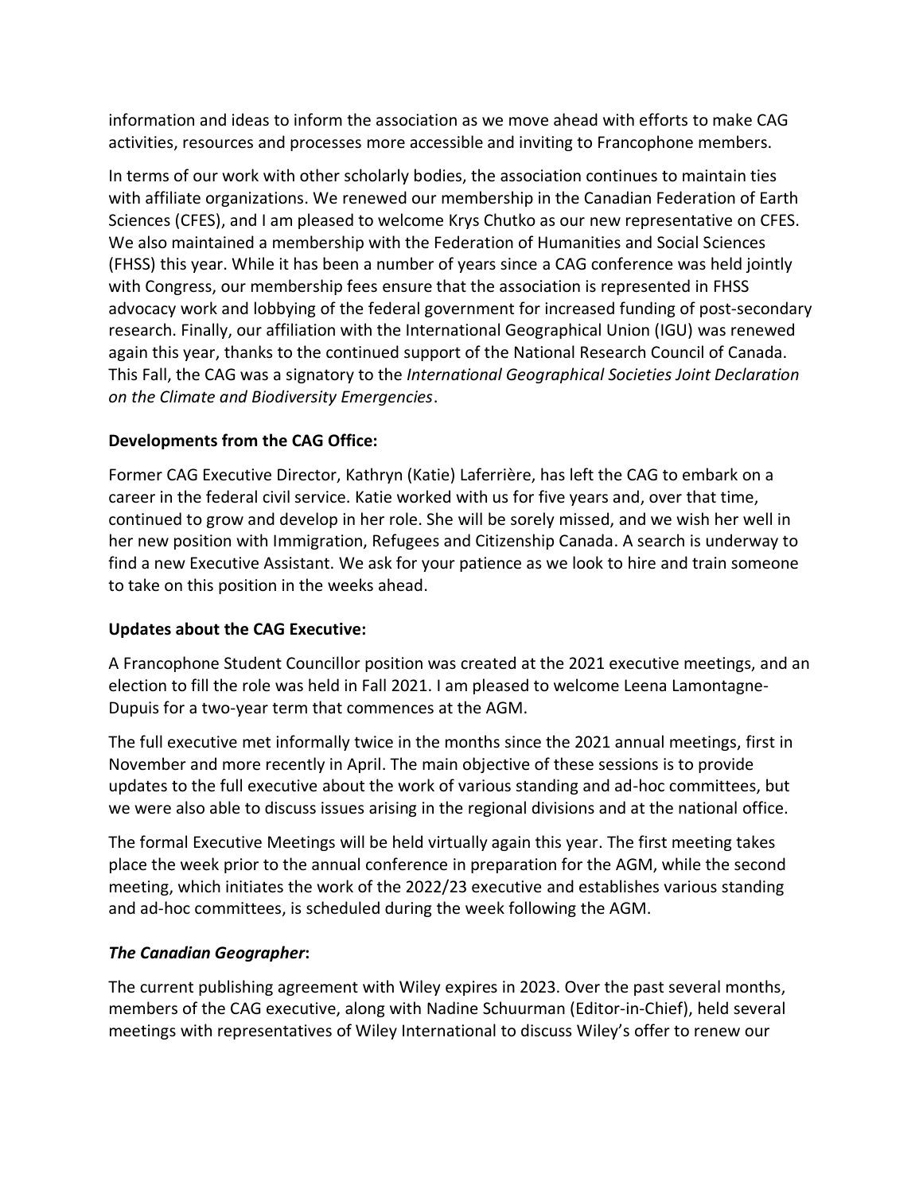information and ideas to inform the association as we move ahead with efforts to make CAG activities, resources and processes more accessible and inviting to Francophone members.

In terms of our work with other scholarly bodies, the association continues to maintain ties with affiliate organizations. We renewed our membership in the Canadian Federation of Earth Sciences (CFES), and I am pleased to welcome Krys Chutko as our new representative on CFES. We also maintained a membership with the Federation of Humanities and Social Sciences (FHSS) this year. While it has been a number of years since a CAG conference was held jointly with Congress, our membership fees ensure that the association is represented in FHSS advocacy work and lobbying of the federal government for increased funding of post-secondary research. Finally, our affiliation with the International Geographical Union (IGU) was renewed again this year, thanks to the continued support of the National Research Council of Canada. This Fall, the CAG was a signatory to the *International Geographical Societies Joint Declaration on the Climate and Biodiversity Emergencies*.

**Developments from the CAG Office:**

Former CAG Executive Director, Kathryn (Katie) Laferrière, has left the CAG to embark on a career in the federal civil service. Katie worked with us for five years and, over that time, continued to grow and develop in her role. She will be sorely missed, and we wish her well in her new position with Immigration, Refugees and Citizenship Canada. A search is underway to find a new Executive Assistant. We ask for your patience as we look to hire and train someone to take on this position in the weeks ahead.

**Updates about the CAG Executive:**

A Francophone Student Councillor position was created at the 2021 executive meetings, and an election to fill the role was held in Fall 2021. I am pleased to welcome Leena Lamontagne-Dupuis for a two-year term that commences at the AGM.

The full executive met informally twice in the months since the 2021 annual meetings, first in November and more recently in April. The main objective of these sessions is to provide updates to the full executive about the work of various standing and ad-hoc committees, but we were also able to discuss issues arising in the regional divisions and at the national office.

The formal Executive Meetings will be held virtually again this year. The first meeting takes place the week prior to the annual conference in preparation for the AGM, while the second meeting, which initiates the work of the 2022/23 executive and establishes various standing and ad-hoc committees, is scheduled during the week following the AGM.

***The Canadian Geographer*:**

The current publishing agreement with Wiley expires in 2023. Over the past several months, members of the CAG executive, along with Nadine Schuurman (Editor-in-Chief), held several meetings with representatives of Wiley International to discuss Wiley's offer to renew our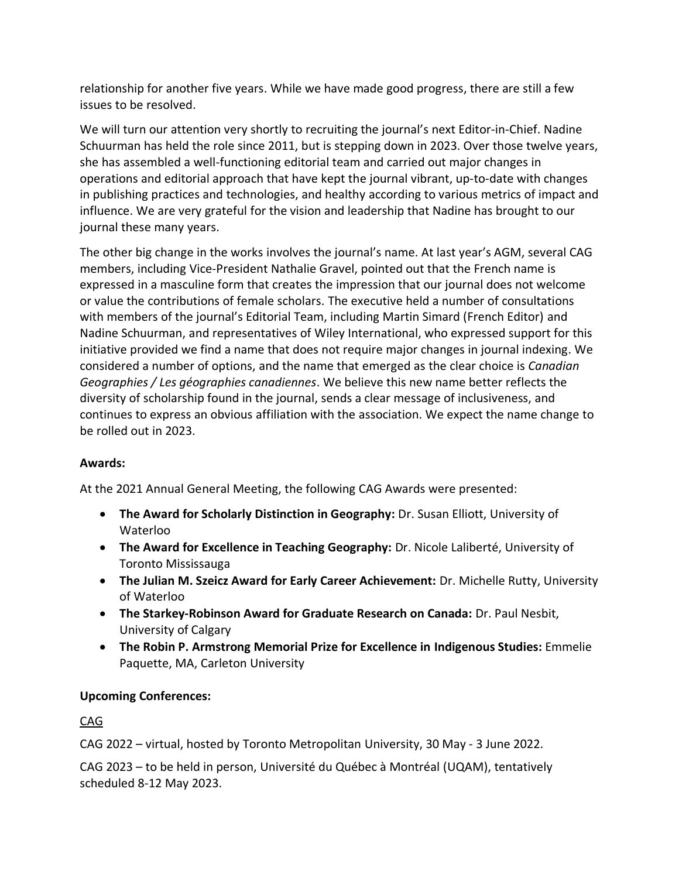relationship for another five years. While we have made good progress, there are still a few issues to be resolved.

We will turn our attention very shortly to recruiting the journal's next Editor-in-Chief. Nadine Schuurman has held the role since 2011, but is stepping down in 2023. Over those twelve years, she has assembled a well-functioning editorial team and carried out major changes in operations and editorial approach that have kept the journal vibrant, up-to-date with changes in publishing practices and technologies, and healthy according to various metrics of impact and influence. We are very grateful for the vision and leadership that Nadine has brought to our journal these many years.

The other big change in the works involves the journal's name. At last year's AGM, several CAG members, including Vice-President Nathalie Gravel, pointed out that the French name is expressed in a masculine form that creates the impression that our journal does not welcome or value the contributions of female scholars. The executive held a number of consultations with members of the journal's Editorial Team, including Martin Simard (French Editor) and Nadine Schuurman, and representatives of Wiley International, who expressed support for this initiative provided we find a name that does not require major changes in journal indexing. We considered a number of options, and the name that emerged as the clear choice is *Canadian Geographies / Les géographies canadiennes*. We believe this new name better reflects the diversity of scholarship found in the journal, sends a clear message of inclusiveness, and continues to express an obvious affiliation with the association. We expect the name change to be rolled out in 2023.

**Awards:**

At the 2021 Annual General Meeting, the following CAG Awards were presented:

- **The Award for Scholarly Distinction in Geography:** Dr. Susan Elliott, University of Waterloo
- **The Award for Excellence in Teaching Geography:** Dr. Nicole Laliberté, University of Toronto Mississauga
- **The Julian M. Szeicz Award for Early Career Achievement:** Dr. Michelle Rutty, University of Waterloo
- **The Starkey-Robinson Award for Graduate Research on Canada:** Dr. Paul Nesbit, University of Calgary
- **The Robin P. Armstrong Memorial Prize for Excellence in Indigenous Studies:** Emmelie Paquette, MA, Carleton University

**Upcoming Conferences:**

<u>CAG</u>

CAG 2022 – virtual, hosted by Toronto Metropolitan University, 30 May - 3 June 2022.

CAG 2023 – to be held in person, Université du Québec à Montréal (UQAM), tentatively scheduled 8-12 May 2023.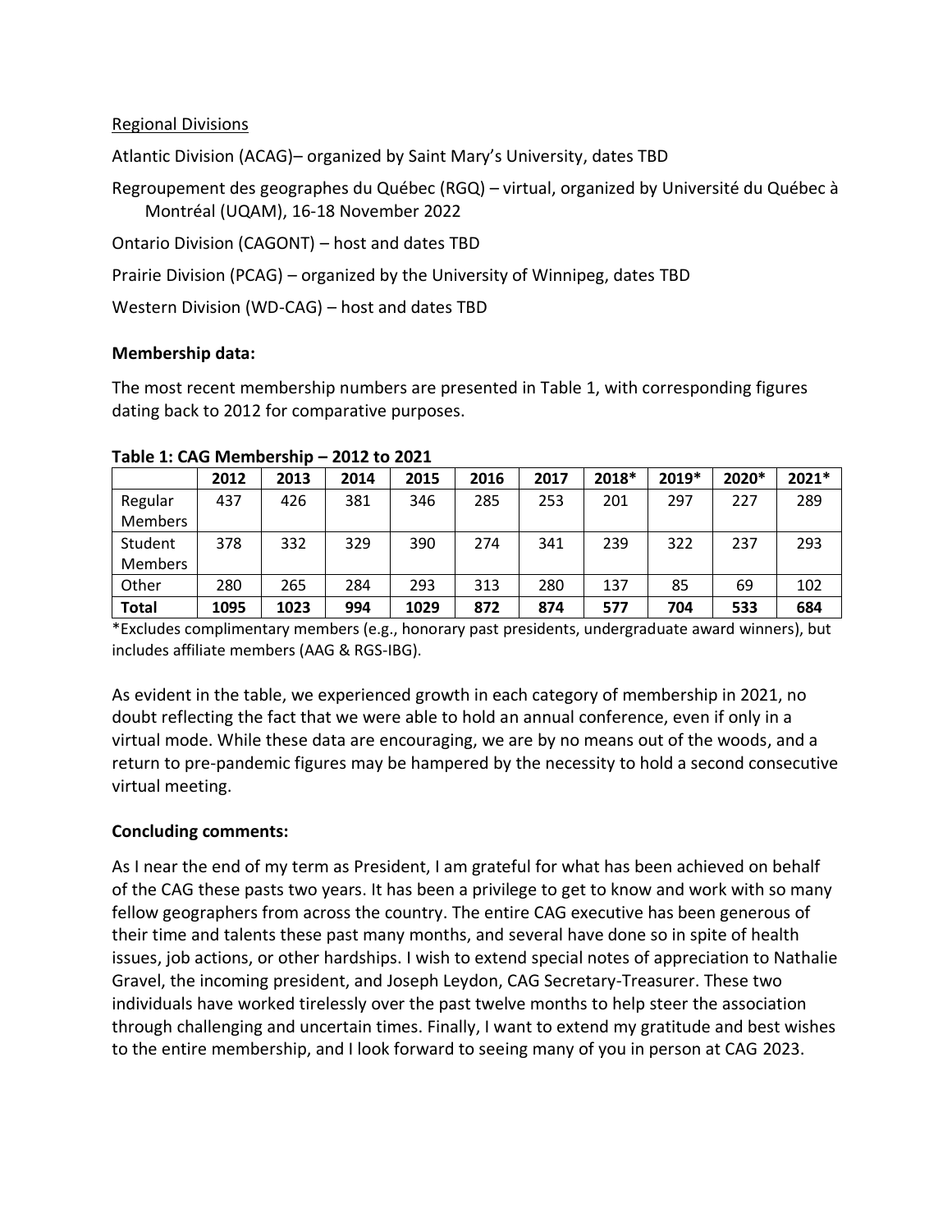Regional Divisions

Atlantic Division (ACAG)– organized by Saint Mary's University, dates TBD

Regroupement des geographes du Québec (RGQ) – virtual, organized by Université du Québec à Montréal (UQAM), 16-18 November 2022

Ontario Division (CAGONT) – host and dates TBD

Prairie Division (PCAG) – organized by the University of Winnipeg, dates TBD

Western Division (WD-CAG) – host and dates TBD

**Membership data:**

The most recent membership numbers are presented in Table 1, with corresponding figures dating back to 2012 for comparative purposes.

**Table 1: CAG Membership – 2012 to 2021**

| | 2012 | 2013 | 2014 | 2015 | 2016 | 2017 | 2018* | 2019* | 2020* | 2021* |
|---|---|---|---|---|---|---|---|---|---|---|
| Regular Members | 437 | 426 | 381 | 346 | 285 | 253 | 201 | 297 | 227 | 289 |
| Student Members | 378 | 332 | 329 | 390 | 274 | 341 | 239 | 322 | 237 | 293 |
| Other | 280 | 265 | 284 | 293 | 313 | 280 | 137 | 85 | 69 | 102 |
| **Total** | **1095** | **1023** | **994** | **1029** | **872** | **874** | **577** | **704** | **533** | **684** |

*Excludes complimentary members (e.g., honorary past presidents, undergraduate award winners), but includes affiliate members (AAG & RGS-IBG).

As evident in the table, we experienced growth in each category of membership in 2021, no doubt reflecting the fact that we were able to hold an annual conference, even if only in a virtual mode. While these data are encouraging, we are by no means out of the woods, and a return to pre-pandemic figures may be hampered by the necessity to hold a second consecutive virtual meeting.

**Concluding comments:**

As I near the end of my term as President, I am grateful for what has been achieved on behalf of the CAG these pasts two years. It has been a privilege to get to know and work with so many fellow geographers from across the country. The entire CAG executive has been generous of their time and talents these past many months, and several have done so in spite of health issues, job actions, or other hardships. I wish to extend special notes of appreciation to Nathalie Gravel, the incoming president, and Joseph Leydon, CAG Secretary-Treasurer. These two individuals have worked tirelessly over the past twelve months to help steer the association through challenging and uncertain times. Finally, I want to extend my gratitude and best wishes to the entire membership, and I look forward to seeing many of you in person at CAG 2023.